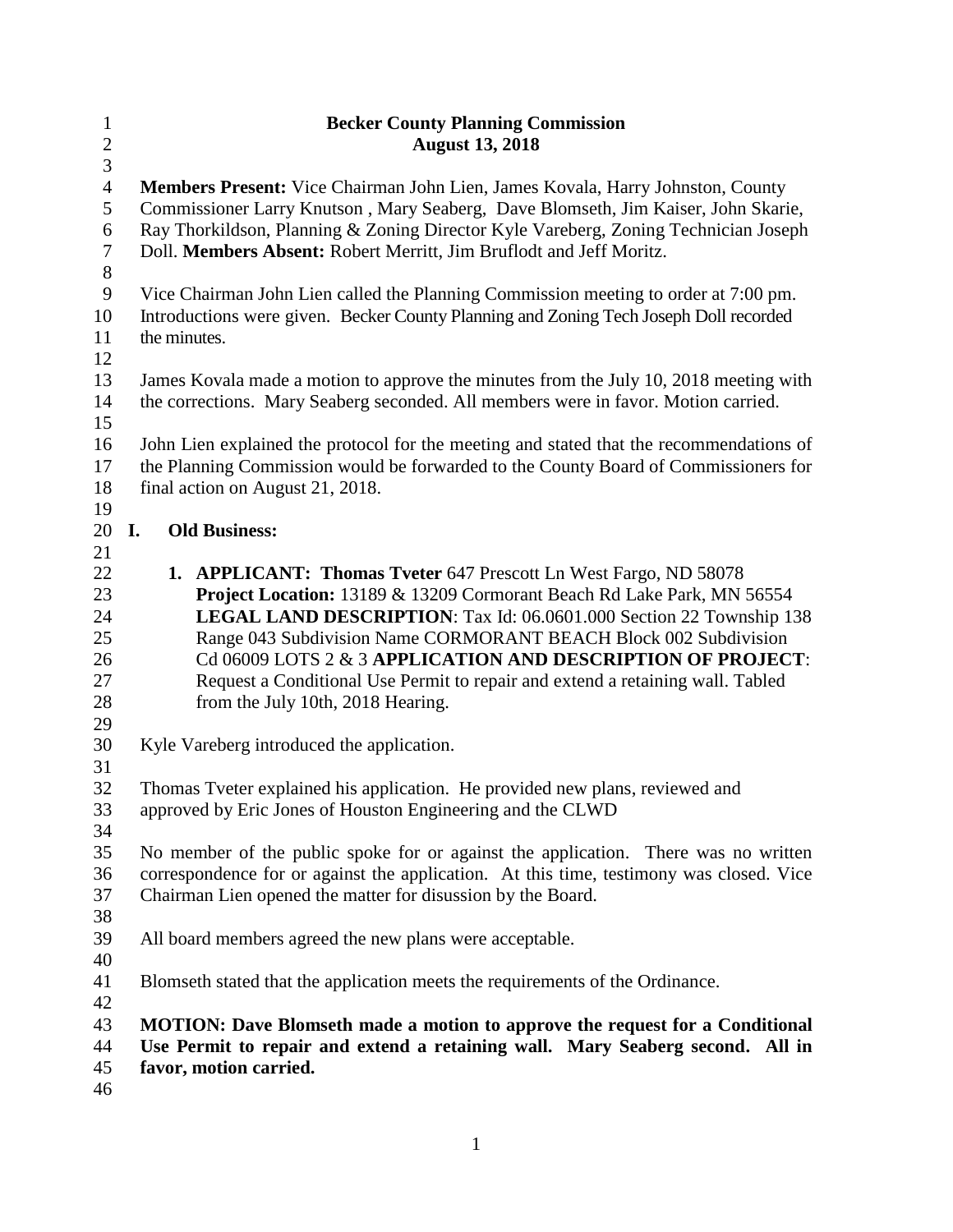# Becker County Planning Commission
## August 13, 2018

**Members Present:** Vice Chairman John Lien, James Kovala, Harry Johnston, County Commissioner Larry Knutson , Mary Seaberg, Dave Blomseth, Jim Kaiser, John Skarie, Ray Thorkildson, Planning & Zoning Director Kyle Vareberg, Zoning Technician Joseph Doll. **Members Absent:** Robert Merritt, Jim Bruflodt and Jeff Moritz.

Vice Chairman John Lien called the Planning Commission meeting to order at 7:00 pm. Introductions were given. Becker County Planning and Zoning Tech Joseph Doll recorded the minutes.

James Kovala made a motion to approve the minutes from the July 10, 2018 meeting with the corrections. Mary Seaberg seconded. All members were in favor. Motion carried.

John Lien explained the protocol for the meeting and stated that the recommendations of the Planning Commission would be forwarded to the County Board of Commissioners for final action on August 21, 2018.

**I. Old Business:**

1. **APPLICANT: Thomas Tveter** 647 Prescott Ln West Fargo, ND 58078 **Project Location:** 13189 & 13209 Cormorant Beach Rd Lake Park, MN 56554 **LEGAL LAND DESCRIPTION**: Tax Id: 06.0601.000 Section 22 Township 138 Range 043 Subdivision Name CORMORANT BEACH Block 002 Subdivision Cd 06009 LOTS 2 & 3 **APPLICATION AND DESCRIPTION OF PROJECT**: Request a Conditional Use Permit to repair and extend a retaining wall. Tabled from the July 10th, 2018 Hearing.

Kyle Vareberg introduced the application.

Thomas Tveter explained his application. He provided new plans, reviewed and approved by Eric Jones of Houston Engineering and the CLWD

No member of the public spoke for or against the application. There was no written correspondence for or against the application. At this time, testimony was closed. Vice Chairman Lien opened the matter for disussion by the Board.

All board members agreed the new plans were acceptable.

Blomseth stated that the application meets the requirements of the Ordinance.

**MOTION: Dave Blomseth made a motion to approve the request for a Conditional Use Permit to repair and extend a retaining wall. Mary Seaberg second. All in favor, motion carried.**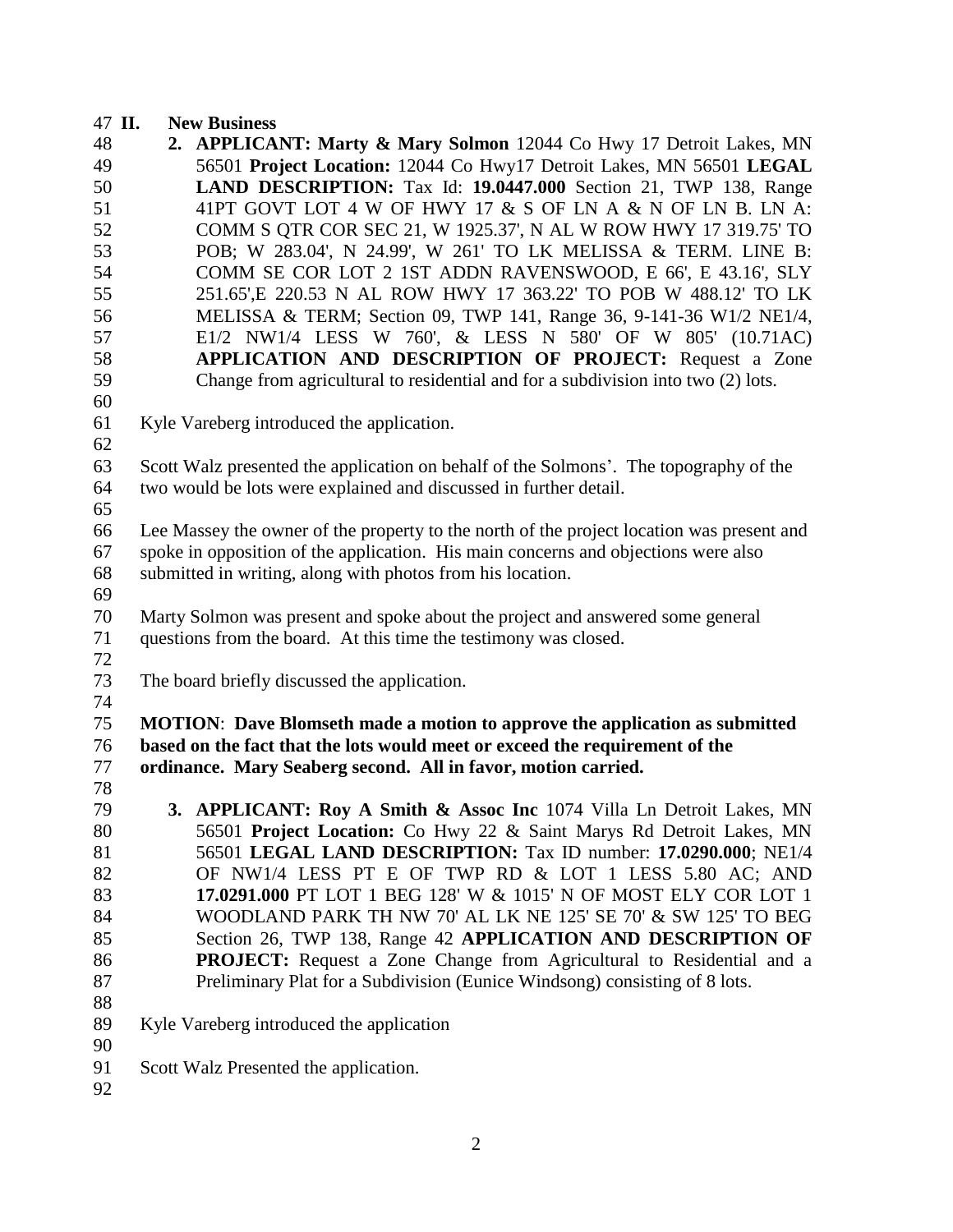**II. New Business**

2. **APPLICANT: Marty & Mary Solmon** 12044 Co Hwy 17 Detroit Lakes, MN 56501 **Project Location:** 12044 Co Hwy17 Detroit Lakes, MN 56501 **LEGAL LAND DESCRIPTION:** Tax Id: **19.0447.000** Section 21, TWP 138, Range 41PT GOVT LOT 4 W OF HWY 17 & S OF LN A & N OF LN B. LN A: COMM S QTR COR SEC 21, W 1925.37', N AL W ROW HWY 17 319.75' TO POB; W 283.04', N 24.99', W 261' TO LK MELISSA & TERM. LINE B: COMM SE COR LOT 2 1ST ADDN RAVENSWOOD, E 66', E 43.16', SLY 251.65',E 220.53 N AL ROW HWY 17 363.22' TO POB W 488.12' TO LK MELISSA & TERM; Section 09, TWP 141, Range 36, 9-141-36 W1/2 NE1/4, E1/2 NW1/4 LESS W 760', & LESS N 580' OF W 805' (10.71AC) **APPLICATION AND DESCRIPTION OF PROJECT:** Request a Zone Change from agricultural to residential and for a subdivision into two (2) lots.

Kyle Vareberg introduced the application.

Scott Walz presented the application on behalf of the Solmons'. The topography of the two would be lots were explained and discussed in further detail.

Lee Massey the owner of the property to the north of the project location was present and spoke in opposition of the application. His main concerns and objections were also submitted in writing, along with photos from his location.

Marty Solmon was present and spoke about the project and answered some general questions from the board. At this time the testimony was closed.

The board briefly discussed the application.

**MOTION**: **Dave Blomseth made a motion to approve the application as submitted based on the fact that the lots would meet or exceed the requirement of the ordinance. Mary Seaberg second. All in favor, motion carried.**

3. **APPLICANT: Roy A Smith & Assoc Inc** 1074 Villa Ln Detroit Lakes, MN 56501 **Project Location:** Co Hwy 22 & Saint Marys Rd Detroit Lakes, MN 56501 **LEGAL LAND DESCRIPTION:** Tax ID number: **17.0290.000**; NE1/4 OF NW1/4 LESS PT E OF TWP RD & LOT 1 LESS 5.80 AC; AND **17.0291.000** PT LOT 1 BEG 128' W & 1015' N OF MOST ELY COR LOT 1 WOODLAND PARK TH NW 70' AL LK NE 125' SE 70' & SW 125' TO BEG Section 26, TWP 138, Range 42 **APPLICATION AND DESCRIPTION OF PROJECT:** Request a Zone Change from Agricultural to Residential and a Preliminary Plat for a Subdivision (Eunice Windsong) consisting of 8 lots.

Kyle Vareberg introduced the application

Scott Walz Presented the application.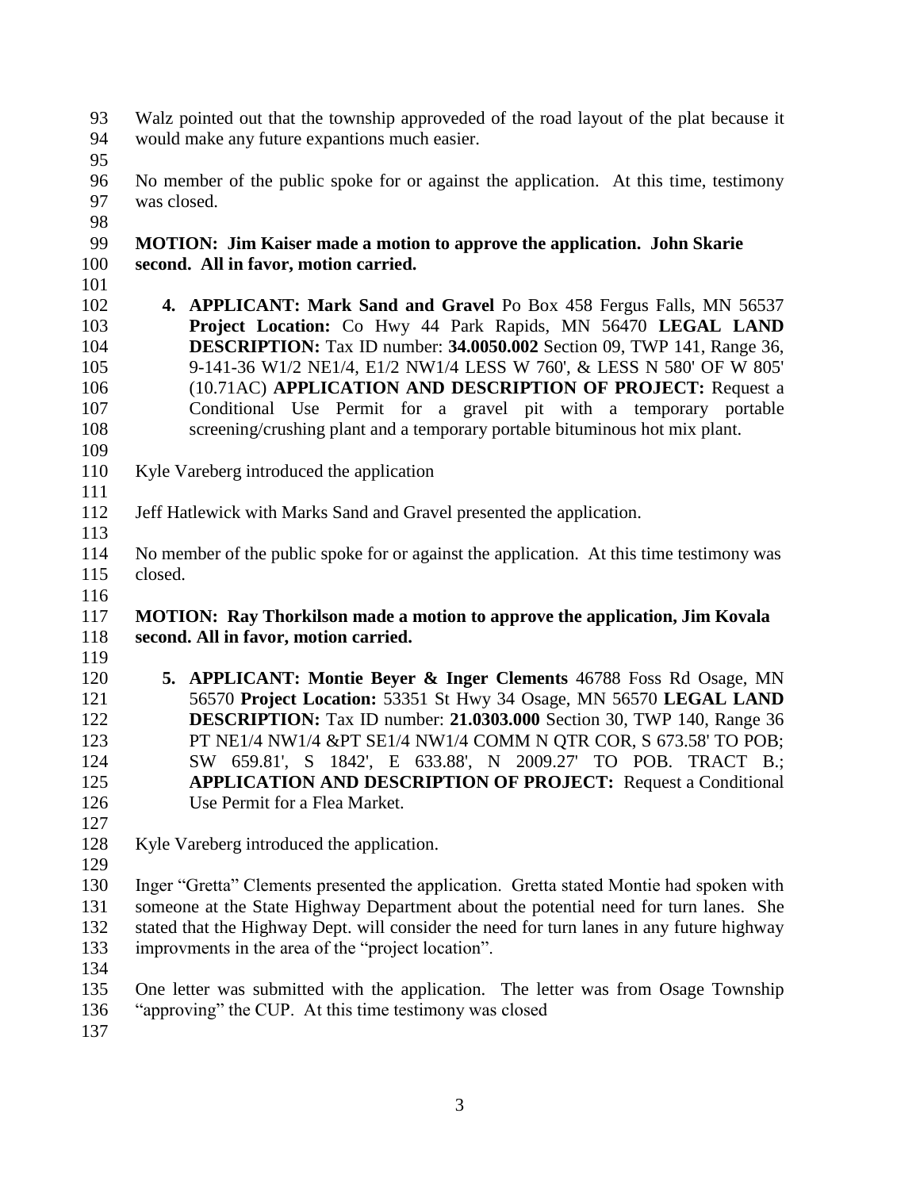Walz pointed out that the township approveded of the road layout of the plat because it would make any future expantions much easier.

No member of the public spoke for or against the application. At this time, testimony was closed.

**MOTION: Jim Kaiser made a motion to approve the application. John Skarie second. All in favor, motion carried.**

4. **APPLICANT: Mark Sand and Gravel** Po Box 458 Fergus Falls, MN 56537 **Project Location:** Co Hwy 44 Park Rapids, MN 56470 **LEGAL LAND DESCRIPTION:** Tax ID number: **34.0050.002** Section 09, TWP 141, Range 36, 9-141-36 W1/2 NE1/4, E1/2 NW1/4 LESS W 760', & LESS N 580' OF W 805' (10.71AC) **APPLICATION AND DESCRIPTION OF PROJECT:** Request a Conditional Use Permit for a gravel pit with a temporary portable screening/crushing plant and a temporary portable bituminous hot mix plant.

Kyle Vareberg introduced the application

Jeff Hatlewick with Marks Sand and Gravel presented the application.

No member of the public spoke for or against the application. At this time testimony was closed.

**MOTION: Ray Thorkilson made a motion to approve the application, Jim Kovala second. All in favor, motion carried.**

5. **APPLICANT: Montie Beyer & Inger Clements** 46788 Foss Rd Osage, MN 56570 **Project Location:** 53351 St Hwy 34 Osage, MN 56570 **LEGAL LAND DESCRIPTION:** Tax ID number: **21.0303.000** Section 30, TWP 140, Range 36 PT NE1/4 NW1/4 &PT SE1/4 NW1/4 COMM N QTR COR, S 673.58' TO POB; SW 659.81', S 1842', E 633.88', N 2009.27' TO POB. TRACT B.; **APPLICATION AND DESCRIPTION OF PROJECT:** Request a Conditional Use Permit for a Flea Market.

Kyle Vareberg introduced the application.

Inger "Gretta" Clements presented the application. Gretta stated Montie had spoken with someone at the State Highway Department about the potential need for turn lanes. She stated that the Highway Dept. will consider the need for turn lanes in any future highway improvments in the area of the "project location".

One letter was submitted with the application. The letter was from Osage Township "approving" the CUP. At this time testimony was closed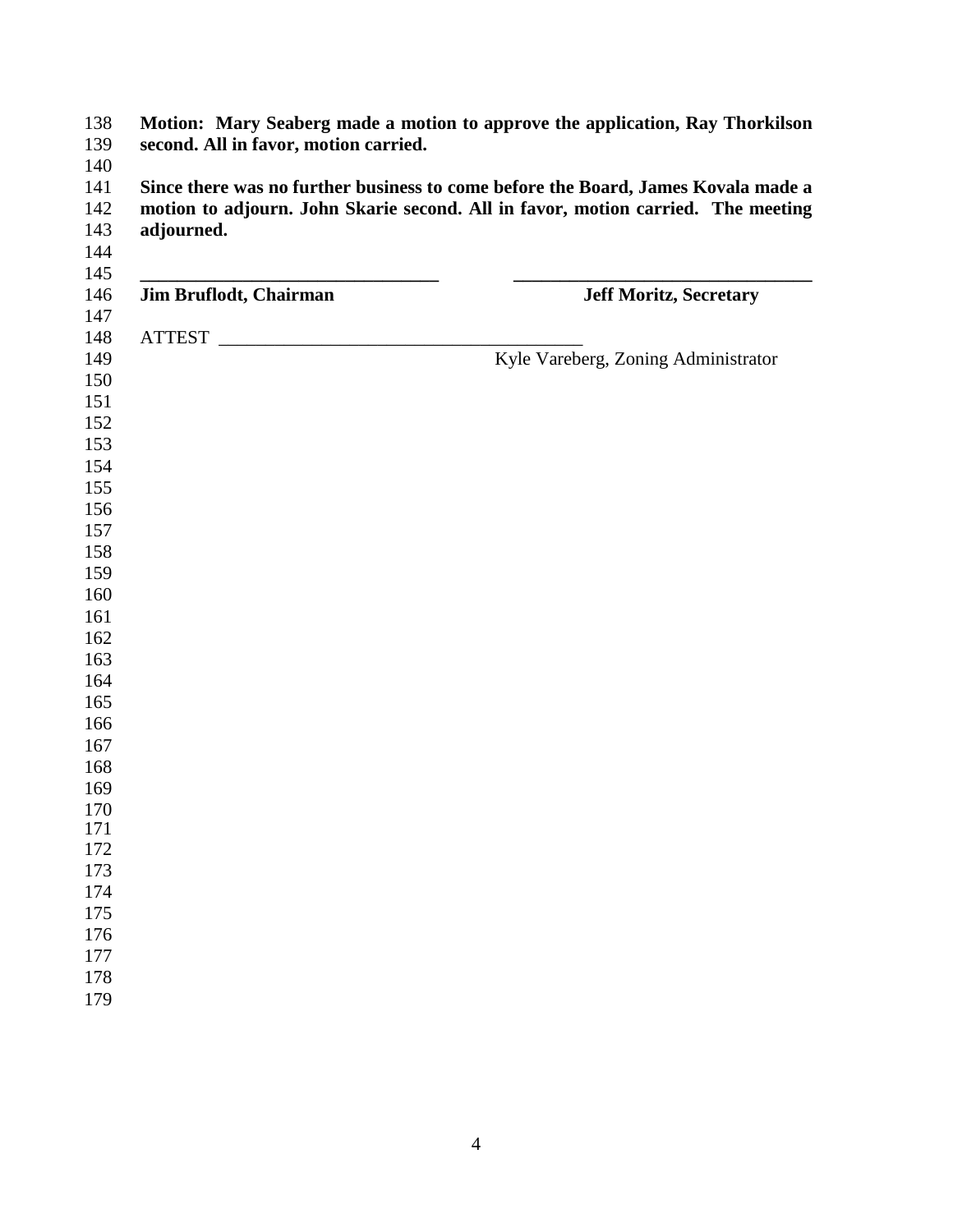**Motion: Mary Seaberg made a motion to approve the application, Ray Thorkilson second. All in favor, motion carried.**

**Since there was no further business to come before the Board, James Kovala made a motion to adjourn. John Skarie second. All in favor, motion carried. The meeting adjourned.**

**\_\_\_\_\_\_\_\_\_\_\_\_\_\_\_\_\_\_\_\_\_\_\_\_\_\_\_\_\_\_\_\_**　　　　**\_\_\_\_\_\_\_\_\_\_\_\_\_\_\_\_\_\_\_\_\_\_\_\_\_\_\_\_\_\_\_\_**

**Jim Bruflodt, Chairman**　　　　**Jeff Moritz, Secretary**

ATTEST \_\_\_\_\_\_\_\_\_\_\_\_\_\_\_\_\_\_\_\_\_\_\_\_\_\_\_\_\_\_\_\_\_\_\_\_\_\_\_

Kyle Vareberg, Zoning Administrator